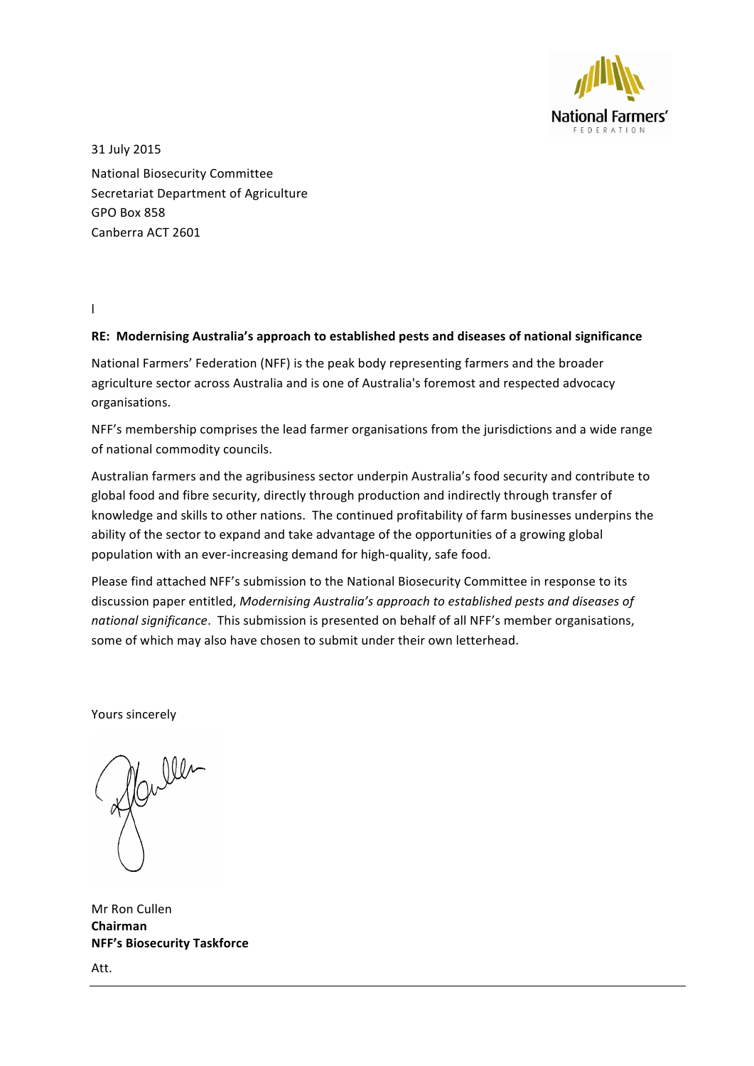National Farmers' FEDERATION

31 July 2015

National Biosecurity Committee
Secretariat Department of Agriculture
GPO Box 858
Canberra ACT 2601

l

**RE: Modernising Australia's approach to established pests and diseases of national significance**

National Farmers' Federation (NFF) is the peak body representing farmers and the broader agriculture sector across Australia and is one of Australia's foremost and respected advocacy organisations.

NFF's membership comprises the lead farmer organisations from the jurisdictions and a wide range of national commodity councils.

Australian farmers and the agribusiness sector underpin Australia's food security and contribute to global food and fibre security, directly through production and indirectly through transfer of knowledge and skills to other nations. The continued profitability of farm businesses underpins the ability of the sector to expand and take advantage of the opportunities of a growing global population with an ever-increasing demand for high-quality, safe food.

Please find attached NFF's submission to the National Biosecurity Committee in response to its discussion paper entitled, *Modernising Australia's approach to established pests and diseases of national significance*. This submission is presented on behalf of all NFF's member organisations, some of which may also have chosen to submit under their own letterhead.

Yours sincerely

Mr Ron Cullen
**Chairman**
**NFF's Biosecurity Taskforce**

Att.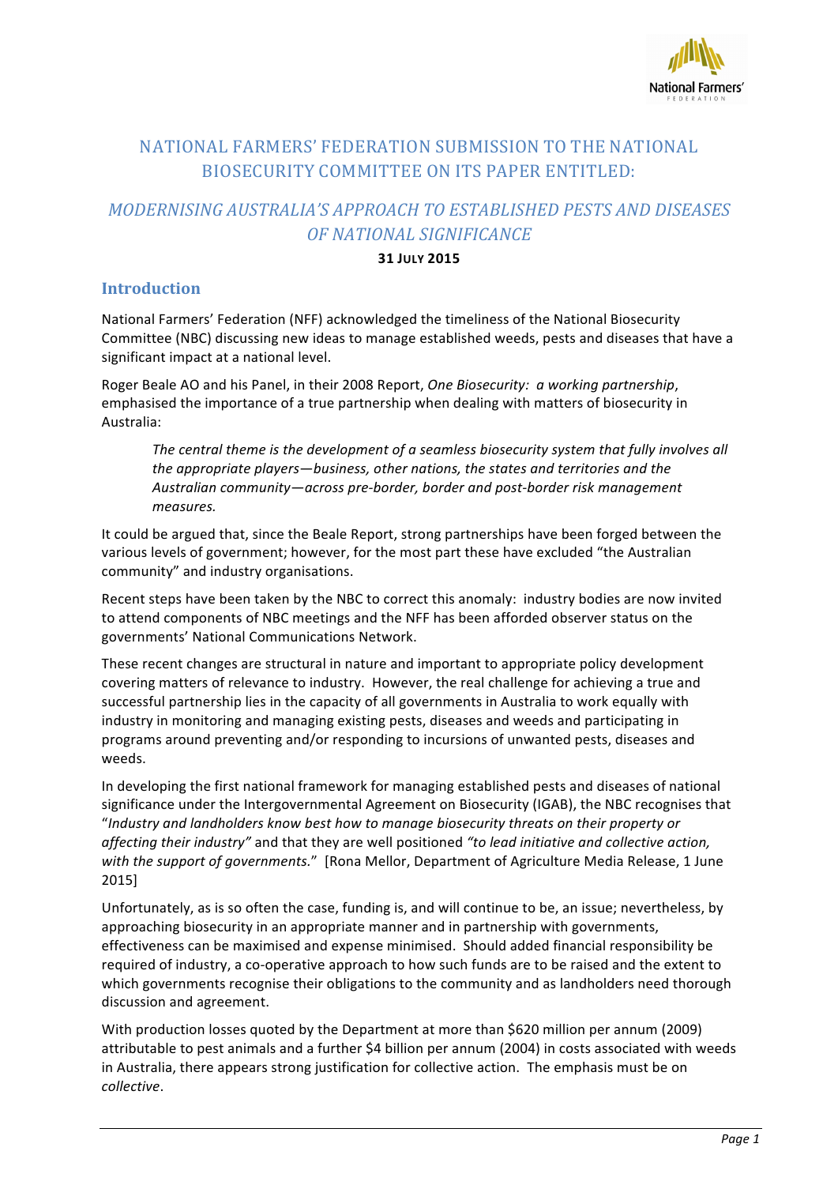# NATIONAL FARMERS' FEDERATION SUBMISSION TO THE NATIONAL BIOSECURITY COMMITTEE ON ITS PAPER ENTITLED:

## *MODERNISING AUSTRALIA'S APPROACH TO ESTABLISHED PESTS AND DISEASES OF NATIONAL SIGNIFICANCE*

**31 JULY 2015**

## Introduction

National Farmers' Federation (NFF) acknowledged the timeliness of the National Biosecurity Committee (NBC) discussing new ideas to manage established weeds, pests and diseases that have a significant impact at a national level.

Roger Beale AO and his Panel, in their 2008 Report, *One Biosecurity: a working partnership*, emphasised the importance of a true partnership when dealing with matters of biosecurity in Australia:

> *The central theme is the development of a seamless biosecurity system that fully involves all the appropriate players—business, other nations, the states and territories and the Australian community—across pre-border, border and post-border risk management measures.*

It could be argued that, since the Beale Report, strong partnerships have been forged between the various levels of government; however, for the most part these have excluded "the Australian community" and industry organisations.

Recent steps have been taken by the NBC to correct this anomaly: industry bodies are now invited to attend components of NBC meetings and the NFF has been afforded observer status on the governments' National Communications Network.

These recent changes are structural in nature and important to appropriate policy development covering matters of relevance to industry. However, the real challenge for achieving a true and successful partnership lies in the capacity of all governments in Australia to work equally with industry in monitoring and managing existing pests, diseases and weeds and participating in programs around preventing and/or responding to incursions of unwanted pests, diseases and weeds.

In developing the first national framework for managing established pests and diseases of national significance under the Intergovernmental Agreement on Biosecurity (IGAB), the NBC recognises that "*Industry and landholders know best how to manage biosecurity threats on their property or affecting their industry"* and that they are well positioned *"to lead initiative and collective action, with the support of governments.*" [Rona Mellor, Department of Agriculture Media Release, 1 June 2015]

Unfortunately, as is so often the case, funding is, and will continue to be, an issue; nevertheless, by approaching biosecurity in an appropriate manner and in partnership with governments, effectiveness can be maximised and expense minimised. Should added financial responsibility be required of industry, a co-operative approach to how such funds are to be raised and the extent to which governments recognise their obligations to the community and as landholders need thorough discussion and agreement.

With production losses quoted by the Department at more than $620 million per annum (2009) attributable to pest animals and a further $4 billion per annum (2004) in costs associated with weeds in Australia, there appears strong justification for collective action. The emphasis must be on *collective*.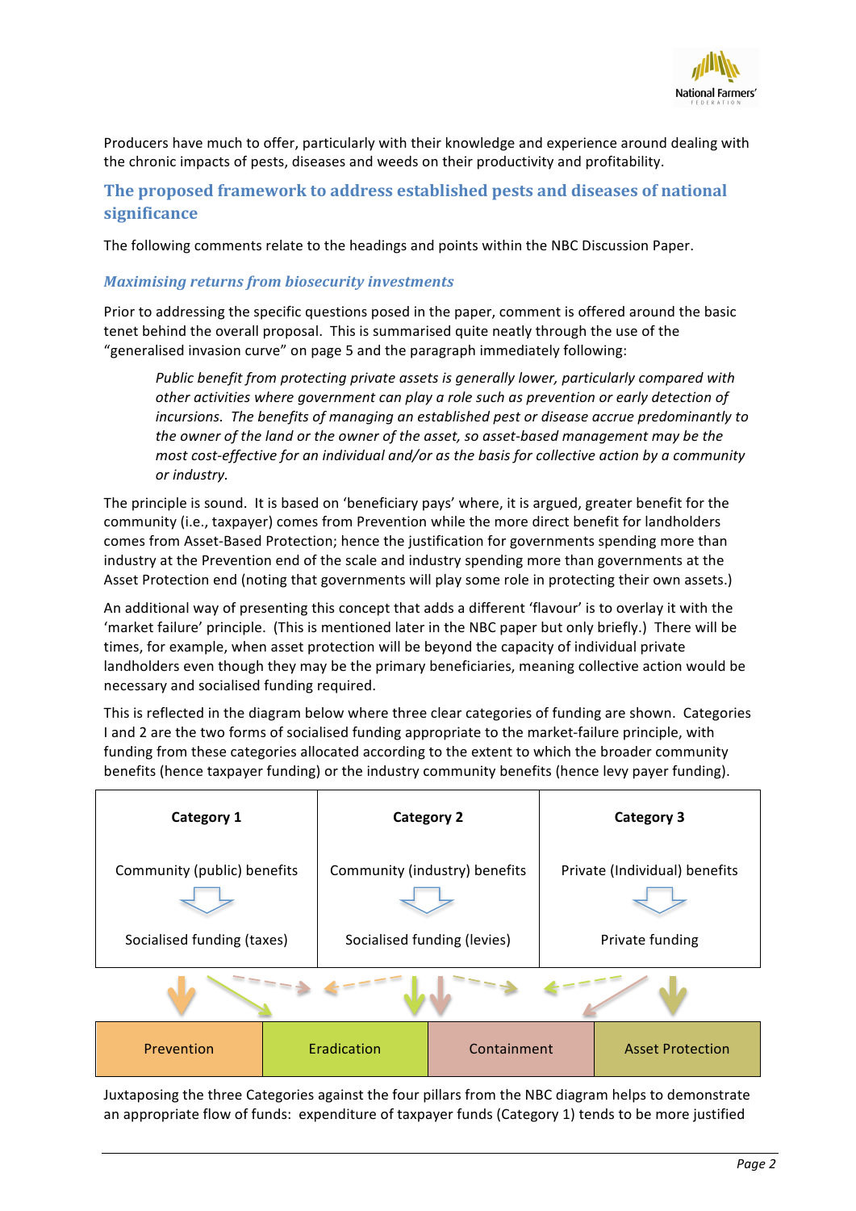Producers have much to offer, particularly with their knowledge and experience around dealing with the chronic impacts of pests, diseases and weeds on their productivity and profitability.

## The proposed framework to address established pests and diseases of national significance

The following comments relate to the headings and points within the NBC Discussion Paper.

### *Maximising returns from biosecurity investments*

Prior to addressing the specific questions posed in the paper, comment is offered around the basic tenet behind the overall proposal. This is summarised quite neatly through the use of the "generalised invasion curve" on page 5 and the paragraph immediately following:

> *Public benefit from protecting private assets is generally lower, particularly compared with other activities where government can play a role such as prevention or early detection of incursions. The benefits of managing an established pest or disease accrue predominantly to the owner of the land or the owner of the asset, so asset-based management may be the most cost-effective for an individual and/or as the basis for collective action by a community or industry.*

The principle is sound. It is based on 'beneficiary pays' where, it is argued, greater benefit for the community (i.e., taxpayer) comes from Prevention while the more direct benefit for landholders comes from Asset-Based Protection; hence the justification for governments spending more than industry at the Prevention end of the scale and industry spending more than governments at the Asset Protection end (noting that governments will play some role in protecting their own assets.)

An additional way of presenting this concept that adds a different 'flavour' is to overlay it with the 'market failure' principle. (This is mentioned later in the NBC paper but only briefly.) There will be times, for example, when asset protection will be beyond the capacity of individual private landholders even though they may be the primary beneficiaries, meaning collective action would be necessary and socialised funding required.

This is reflected in the diagram below where three clear categories of funding are shown. Categories I and 2 are the two forms of socialised funding appropriate to the market-failure principle, with funding from these categories allocated according to the extent to which the broader community benefits (hence taxpayer funding) or the industry community benefits (hence levy payer funding).

| Category 1 | Category 2 | Category 3 |
| --- | --- | --- |
| Community (public) benefits | Community (industry) benefits | Private (Individual) benefits |
| ⇩ | ⇩ | ⇩ |
| Socialised funding (taxes) | Socialised funding (levies) | Private funding |

| Prevention | Eradication | Containment | Asset Protection |
| --- | --- | --- | --- |

Juxtaposing the three Categories against the four pillars from the NBC diagram helps to demonstrate an appropriate flow of funds: expenditure of taxpayer funds (Category 1) tends to be more justified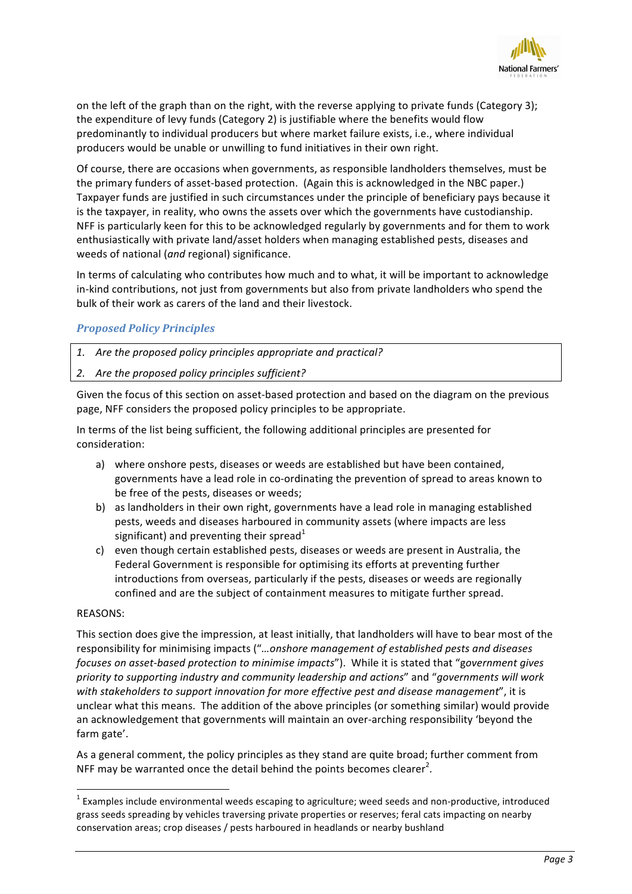on the left of the graph than on the right, with the reverse applying to private funds (Category 3); the expenditure of levy funds (Category 2) is justifiable where the benefits would flow predominantly to individual producers but where market failure exists, i.e., where individual producers would be unable or unwilling to fund initiatives in their own right.

Of course, there are occasions when governments, as responsible landholders themselves, must be the primary funders of asset-based protection. (Again this is acknowledged in the NBC paper.) Taxpayer funds are justified in such circumstances under the principle of beneficiary pays because it is the taxpayer, in reality, who owns the assets over which the governments have custodianship. NFF is particularly keen for this to be acknowledged regularly by governments and for them to work enthusiastically with private land/asset holders when managing established pests, diseases and weeds of national (*and* regional) significance.

In terms of calculating who contributes how much and to what, it will be important to acknowledge in-kind contributions, not just from governments but also from private landholders who spend the bulk of their work as carers of the land and their livestock.

### *Proposed Policy Principles*

1. *Are the proposed policy principles appropriate and practical?*
2. *Are the proposed policy principles sufficient?*

Given the focus of this section on asset-based protection and based on the diagram on the previous page, NFF considers the proposed policy principles to be appropriate.

In terms of the list being sufficient, the following additional principles are presented for consideration:

a) where onshore pests, diseases or weeds are established but have been contained, governments have a lead role in co-ordinating the prevention of spread to areas known to be free of the pests, diseases or weeds;

b) as landholders in their own right, governments have a lead role in managing established pests, weeds and diseases harboured in community assets (where impacts are less significant) and preventing their spread[1]

c) even though certain established pests, diseases or weeds are present in Australia, the Federal Government is responsible for optimising its efforts at preventing further introductions from overseas, particularly if the pests, diseases or weeds are regionally confined and are the subject of containment measures to mitigate further spread.

REASONS:

This section does give the impression, at least initially, that landholders will have to bear most of the responsibility for minimising impacts ("*…onshore management of established pests and diseases focuses on asset-based protection to minimise impacts*"). While it is stated that "*government gives priority to supporting industry and community leadership and actions*" and "*governments will work with stakeholders to support innovation for more effective pest and disease management*", it is unclear what this means. The addition of the above principles (or something similar) would provide an acknowledgement that governments will maintain an over-arching responsibility 'beyond the farm gate'.

As a general comment, the policy principles as they stand are quite broad; further comment from NFF may be warranted once the detail behind the points becomes clearer[2].

---

[1] Examples include environmental weeds escaping to agriculture; weed seeds and non-productive, introduced grass seeds spreading by vehicles traversing private properties or reserves; feral cats impacting on nearby conservation areas; crop diseases / pests harboured in headlands or nearby bushland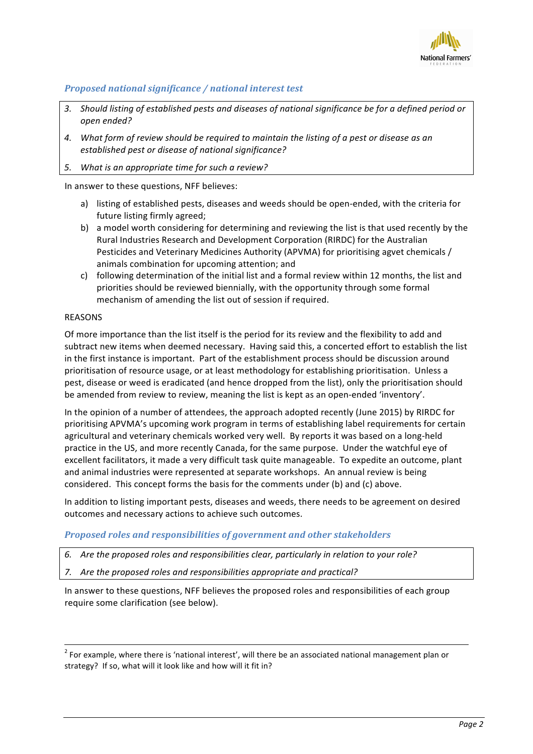### *Proposed national significance / national interest test*

*3. Should listing of established pests and diseases of national significance be for a defined period or open ended?*

*4. What form of review should be required to maintain the listing of a pest or disease as an established pest or disease of national significance?*

*5. What is an appropriate time for such a review?*

In answer to these questions, NFF believes:

a) listing of established pests, diseases and weeds should be open-ended, with the criteria for future listing firmly agreed;
b) a model worth considering for determining and reviewing the list is that used recently by the Rural Industries Research and Development Corporation (RIRDC) for the Australian Pesticides and Veterinary Medicines Authority (APVMA) for prioritising agvet chemicals / animals combination for upcoming attention; and
c) following determination of the initial list and a formal review within 12 months, the list and priorities should be reviewed biennially, with the opportunity through some formal mechanism of amending the list out of session if required.

REASONS

Of more importance than the list itself is the period for its review and the flexibility to add and subtract new items when deemed necessary. Having said this, a concerted effort to establish the list in the first instance is important. Part of the establishment process should be discussion around prioritisation of resource usage, or at least methodology for establishing prioritisation. Unless a pest, disease or weed is eradicated (and hence dropped from the list), only the prioritisation should be amended from review to review, meaning the list is kept as an open-ended 'inventory'.

In the opinion of a number of attendees, the approach adopted recently (June 2015) by RIRDC for prioritising APVMA's upcoming work program in terms of establishing label requirements for certain agricultural and veterinary chemicals worked very well. By reports it was based on a long-held practice in the US, and more recently Canada, for the same purpose. Under the watchful eye of excellent facilitators, it made a very difficult task quite manageable. To expedite an outcome, plant and animal industries were represented at separate workshops. An annual review is being considered. This concept forms the basis for the comments under (b) and (c) above.

In addition to listing important pests, diseases and weeds, there needs to be agreement on desired outcomes and necessary actions to achieve such outcomes.

### *Proposed roles and responsibilities of government and other stakeholders*

*6. Are the proposed roles and responsibilities clear, particularly in relation to your role?*

*7. Are the proposed roles and responsibilities appropriate and practical?*

In answer to these questions, NFF believes the proposed roles and responsibilities of each group require some clarification (see below).

---

[2] For example, where there is 'national interest', will there be an associated national management plan or strategy? If so, what will it look like and how will it fit in?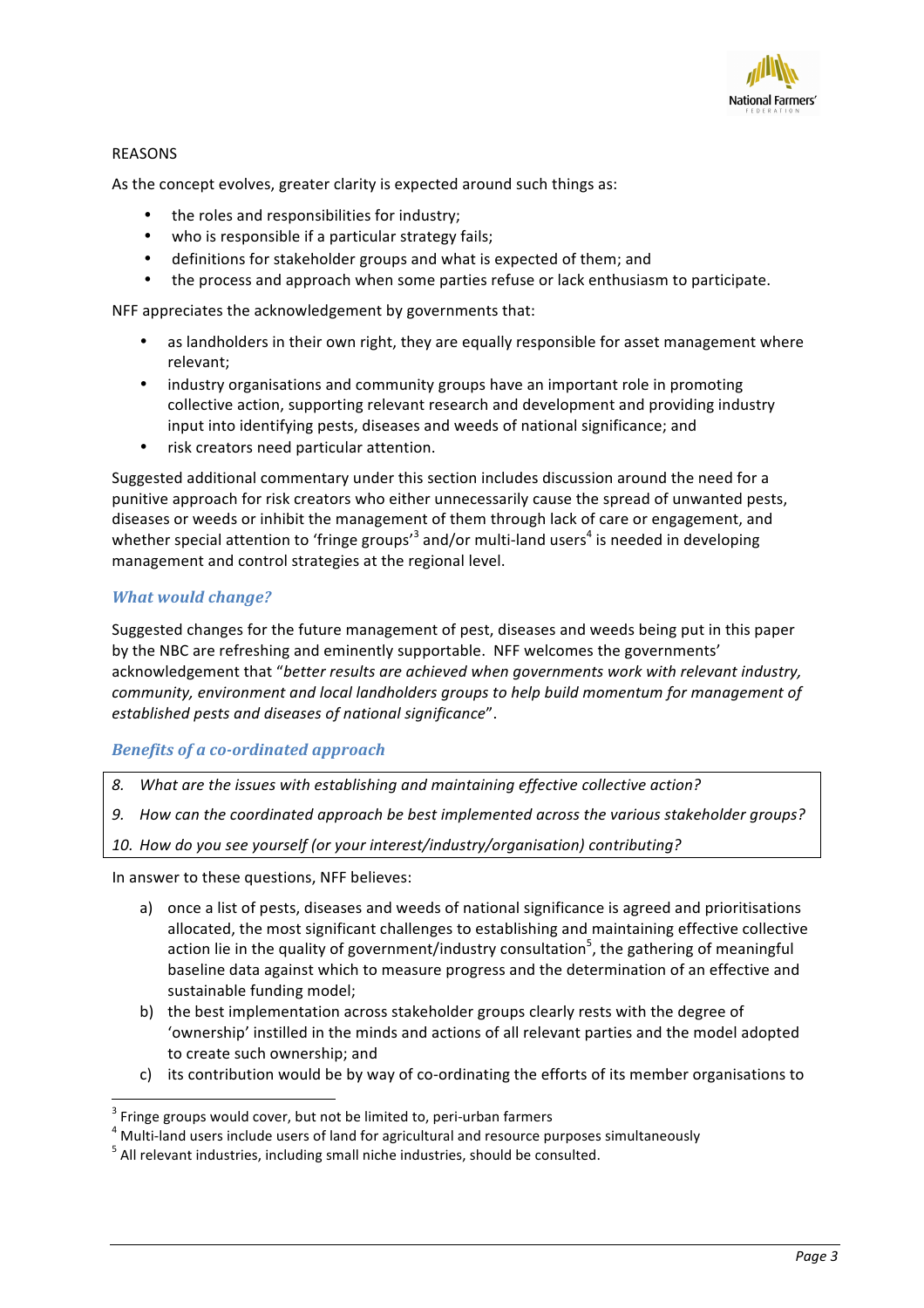REASONS

As the concept evolves, greater clarity is expected around such things as:

- the roles and responsibilities for industry;
- who is responsible if a particular strategy fails;
- definitions for stakeholder groups and what is expected of them; and
- the process and approach when some parties refuse or lack enthusiasm to participate.

NFF appreciates the acknowledgement by governments that:

- as landholders in their own right, they are equally responsible for asset management where relevant;
- industry organisations and community groups have an important role in promoting collective action, supporting relevant research and development and providing industry input into identifying pests, diseases and weeds of national significance; and
- risk creators need particular attention.

Suggested additional commentary under this section includes discussion around the need for a punitive approach for risk creators who either unnecessarily cause the spread of unwanted pests, diseases or weeds or inhibit the management of them through lack of care or engagement, and whether special attention to 'fringe groups'[3] and/or multi-land users[4] is needed in developing management and control strategies at the regional level.

### *What would change?*

Suggested changes for the future management of pest, diseases and weeds being put in this paper by the NBC are refreshing and eminently supportable. NFF welcomes the governments' acknowledgement that "*better results are achieved when governments work with relevant industry, community, environment and local landholders groups to help build momentum for management of established pests and diseases of national significance*".

### *Benefits of a co-ordinated approach*

8. *What are the issues with establishing and maintaining effective collective action?*
9. *How can the coordinated approach be best implemented across the various stakeholder groups?*
10. *How do you see yourself (or your interest/industry/organisation) contributing?*

In answer to these questions, NFF believes:

a) once a list of pests, diseases and weeds of national significance is agreed and prioritisations allocated, the most significant challenges to establishing and maintaining effective collective action lie in the quality of government/industry consultation[5], the gathering of meaningful baseline data against which to measure progress and the determination of an effective and sustainable funding model;
b) the best implementation across stakeholder groups clearly rests with the degree of 'ownership' instilled in the minds and actions of all relevant parties and the model adopted to create such ownership; and
c) its contribution would be by way of co-ordinating the efforts of its member organisations to

---

[3] Fringe groups would cover, but not be limited to, peri-urban farmers

[4] Multi-land users include users of land for agricultural and resource purposes simultaneously

[5] All relevant industries, including small niche industries, should be consulted.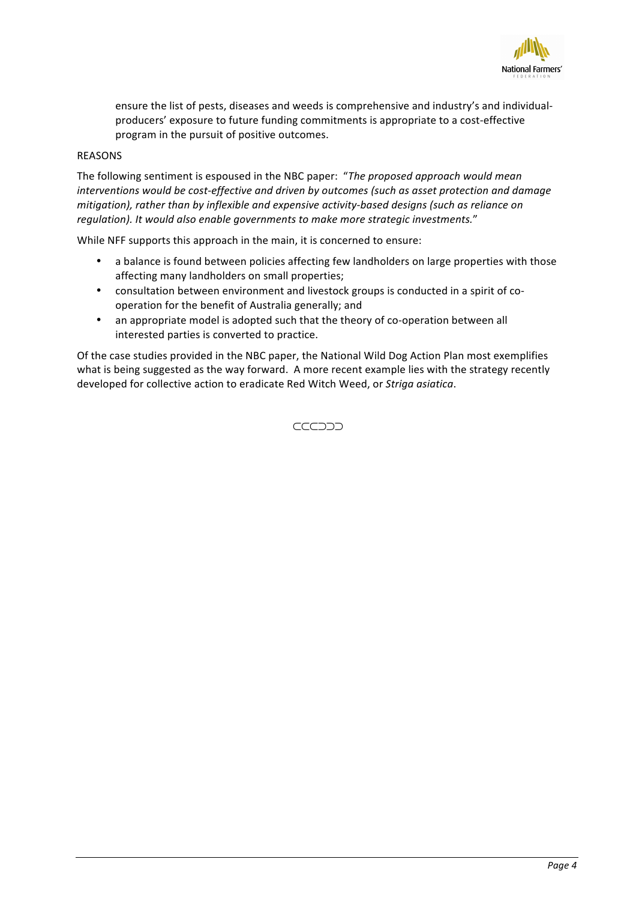ensure the list of pests, diseases and weeds is comprehensive and industry's and individual-producers' exposure to future funding commitments is appropriate to a cost-effective program in the pursuit of positive outcomes.

REASONS

The following sentiment is espoused in the NBC paper: "*The proposed approach would mean interventions would be cost-effective and driven by outcomes (such as asset protection and damage mitigation), rather than by inflexible and expensive activity-based designs (such as reliance on regulation). It would also enable governments to make more strategic investments.*"

While NFF supports this approach in the main, it is concerned to ensure:

- a balance is found between policies affecting few landholders on large properties with those affecting many landholders on small properties;
- consultation between environment and livestock groups is conducted in a spirit of co-operation for the benefit of Australia generally; and
- an appropriate model is adopted such that the theory of co-operation between all interested parties is converted to practice.

Of the case studies provided in the NBC paper, the National Wild Dog Action Plan most exemplifies what is being suggested as the way forward. A more recent example lies with the strategy recently developed for collective action to eradicate Red Witch Weed, or *Striga asiatica*.